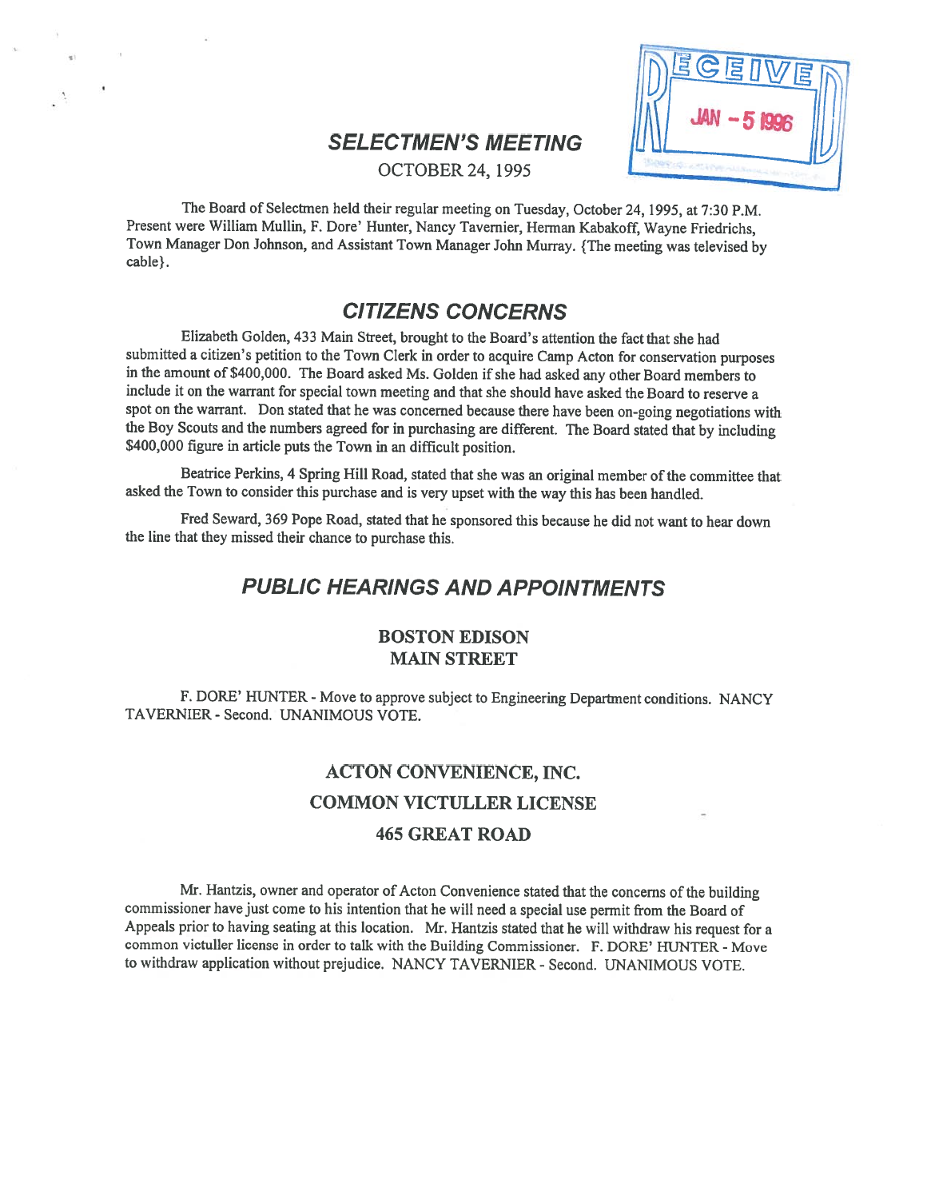RECEIVED JAN - 5 1996

# SELECTMEN'S MEETING

OCTOBER 24, 1995

The Board of Selectmen held their regular meeting on Tuesday, October 24, 1995, at 7:30 P.M. Present were William Mullin, F. Dore' Hunter, Nancy Tavernier, Herman Kabakoff, Wayne Friedrichs, Town Manager Don Johnson, and Assistant Town Manager John Murray. {The meeting was televised by cable}.

## CITIZENS CONCERNS

Elizabeth Golden, 433 Main Street, brought to the Board's attention the fact that she had submitted a citizen's petition to the Town Clerk in order to acquire Camp Acton for conservation purposes in the amount of $400,000. The Board asked Ms. Golden if she had asked any other Board members to include it on the warrant for special town meeting and that she should have asked the Board to reserve a spot on the warrant. Don stated that he was concerned because there have been on-going negotiations with the Boy Scouts and the numbers agreed for in purchasing are different. The Board stated that by including $400,000 figure in article puts the Town in an difficult position.

Beatrice Perkins, 4 Spring Hill Road, stated that she was an original member of the committee that asked the Town to consider this purchase and is very upset with the way this has been handled.

Fred Seward, 369 Pope Road, stated that he sponsored this because he did not want to hear down the line that they missed their chance to purchase this.

## PUBLIC HEARINGS AND APPOINTMENTS

### BOSTON EDISON
### MAIN STREET

F. DORE' HUNTER - Move to approve subject to Engineering Department conditions. NANCY TAVERNIER - Second. UNANIMOUS VOTE.

### ACTON CONVENIENCE, INC.
### COMMON VICTULLER LICENSE
### 465 GREAT ROAD

Mr. Hantzis, owner and operator of Acton Convenience stated that the concerns of the building commissioner have just come to his intention that he will need a special use permit from the Board of Appeals prior to having seating at this location. Mr. Hantzis stated that he will withdraw his request for a common victuller license in order to talk with the Building Commissioner. F. DORE' HUNTER - Move to withdraw application without prejudice. NANCY TAVERNIER - Second. UNANIMOUS VOTE.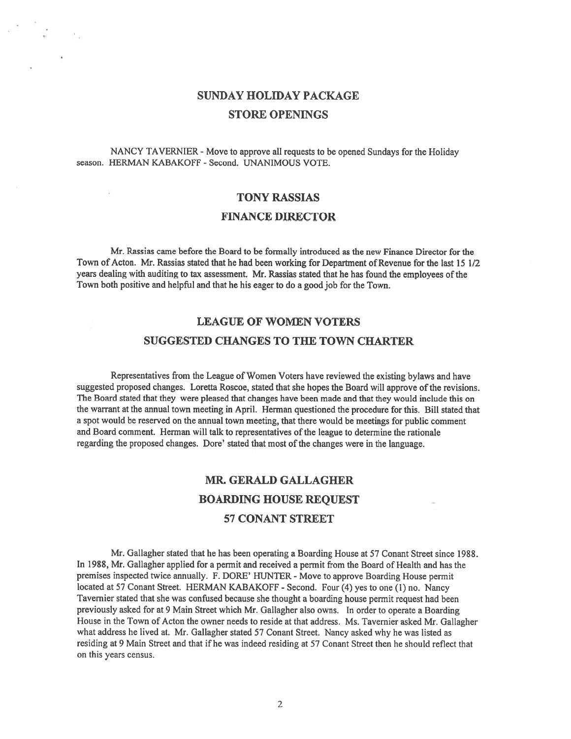## SUNDAY HOLIDAY PACKAGE
## STORE OPENINGS

NANCY TAVERNIER - Move to approve all requests to be opened Sundays for the Holiday season. HERMAN KABAKOFF - Second. UNANIMOUS VOTE.

## TONY RASSIAS
## FINANCE DIRECTOR

Mr. Rassias came before the Board to be formally introduced as the new Finance Director for the Town of Acton. Mr. Rassias stated that he had been working for Department of Revenue for the last 15 1/2 years dealing with auditing to tax assessment. Mr. Rassias stated that he has found the employees of the Town both positive and helpful and that he his eager to do a good job for the Town.

## LEAGUE OF WOMEN VOTERS
## SUGGESTED CHANGES TO THE TOWN CHARTER

Representatives from the League of Women Voters have reviewed the existing bylaws and have suggested proposed changes. Loretta Roscoe, stated that she hopes the Board will approve of the revisions. The Board stated that they were pleased that changes have been made and that they would include this on the warrant at the annual town meeting in April. Herman questioned the procedure for this. Bill stated that a spot would be reserved on the annual town meeting, that there would be meetings for public comment and Board comment. Herman will talk to representatives of the league to determine the rationale regarding the proposed changes. Dore' stated that most of the changes were in the language.

## MR. GERALD GALLAGHER
## BOARDING HOUSE REQUEST
## 57 CONANT STREET

Mr. Gallagher stated that he has been operating a Boarding House at 57 Conant Street since 1988. In 1988, Mr. Gallagher applied for a permit and received a permit from the Board of Health and has the premises inspected twice annually. F. DORE' HUNTER - Move to approve Boarding House permit located at 57 Conant Street. HERMAN KABAKOFF - Second. Four (4) yes to one (1) no. Nancy Tavernier stated that she was confused because she thought a boarding house permit request had been previously asked for at 9 Main Street which Mr. Gallagher also owns. In order to operate a Boarding House in the Town of Acton the owner needs to reside at that address. Ms. Tavernier asked Mr. Gallagher what address he lived at. Mr. Gallagher stated 57 Conant Street. Nancy asked why he was listed as residing at 9 Main Street and that if he was indeed residing at 57 Conant Street then he should reflect that on this years census.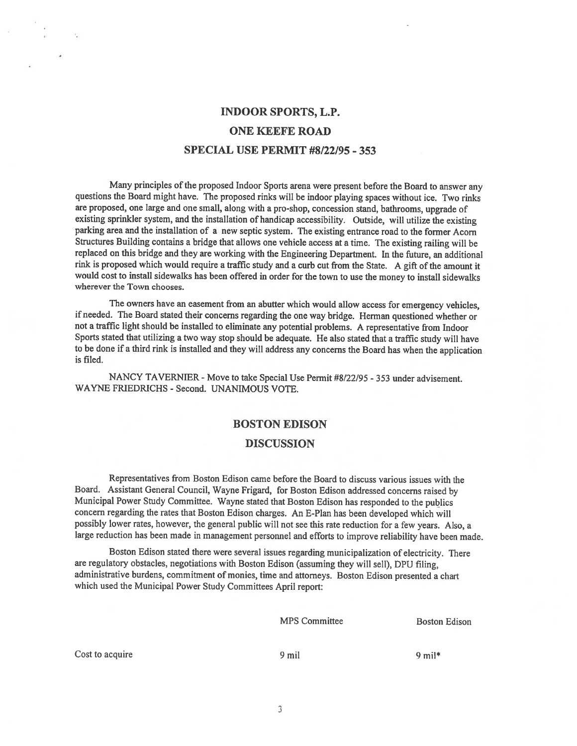## INDOOR SPORTS, L.P.

## ONE KEEFE ROAD

## SPECIAL USE PERMIT #8/22/95 - 353

Many principles of the proposed Indoor Sports arena were present before the Board to answer any questions the Board might have. The proposed rinks will be indoor playing spaces without ice. Two rinks are proposed, one large and one small, along with a pro-shop, concession stand, bathrooms, upgrade of existing sprinkler system, and the installation of handicap accessibility. Outside, will utilize the existing parking area and the installation of a new septic system. The existing entrance road to the former Acorn Structures Building contains a bridge that allows one vehicle access at a time. The existing railing will be replaced on this bridge and they are working with the Engineering Department. In the future, an additional rink is proposed which would require a traffic study and a curb cut from the State. A gift of the amount it would cost to install sidewalks has been offered in order for the town to use the money to install sidewalks wherever the Town chooses.

The owners have an easement from an abutter which would allow access for emergency vehicles, if needed. The Board stated their concerns regarding the one way bridge. Herman questioned whether or not a traffic light should be installed to eliminate any potential problems. A representative from Indoor Sports stated that utilizing a two way stop should be adequate. He also stated that a traffic study will have to be done if a third rink is installed and they will address any concerns the Board has when the application is filed.

NANCY TAVERNIER - Move to take Special Use Permit #8/22/95 - 353 under advisement. WAYNE FRIEDRICHS - Second. UNANIMOUS VOTE.

## BOSTON EDISON

## DISCUSSION

Representatives from Boston Edison came before the Board to discuss various issues with the Board. Assistant General Council, Wayne Frigard, for Boston Edison addressed concerns raised by Municipal Power Study Committee. Wayne stated that Boston Edison has responded to the publics concern regarding the rates that Boston Edison charges. An E-Plan has been developed which will possibly lower rates, however, the general public will not see this rate reduction for a few years. Also, a large reduction has been made in management personnel and efforts to improve reliability have been made.

Boston Edison stated there were several issues regarding municipalization of electricity. There are regulatory obstacles, negotiations with Boston Edison (assuming they will sell), DPU filing, administrative burdens, commitment of monies, time and attorneys. Boston Edison presented a chart which used the Municipal Power Study Committees April report:

| | MPS Committee | Boston Edison |
|---|---|---|
| Cost to acquire | 9 mil | 9 mil* |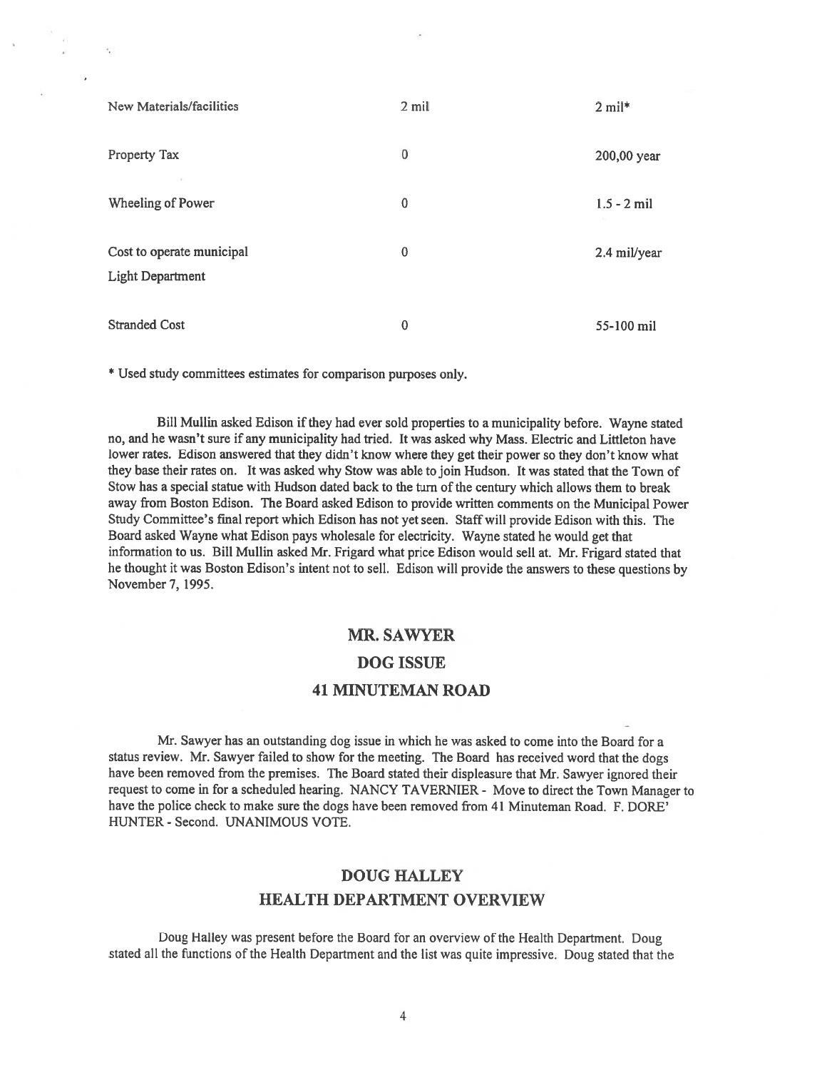| | | |
|---|---|---|
| New Materials/facilities | 2 mil | 2 mil* |
| Property Tax | 0 | 200,00 year |
| Wheeling of Power | 0 | 1.5 - 2 mil |
| Cost to operate municipal Light Department | 0 | 2.4 mil/year |
| Stranded Cost | 0 | 55-100 mil |

* Used study committees estimates for comparison purposes only.

Bill Mullin asked Edison if they had ever sold properties to a municipality before. Wayne stated no, and he wasn't sure if any municipality had tried. It was asked why Mass. Electric and Littleton have lower rates. Edison answered that they didn't know where they get their power so they don't know what they base their rates on. It was asked why Stow was able to join Hudson. It was stated that the Town of Stow has a special statue with Hudson dated back to the turn of the century which allows them to break away from Boston Edison. The Board asked Edison to provide written comments on the Municipal Power Study Committee's final report which Edison has not yet seen. Staff will provide Edison with this. The Board asked Wayne what Edison pays wholesale for electricity. Wayne stated he would get that information to us. Bill Mullin asked Mr. Frigard what price Edison would sell at. Mr. Frigard stated that he thought it was Boston Edison's intent not to sell. Edison will provide the answers to these questions by November 7, 1995.

## MR. SAWYER
## DOG ISSUE
## 41 MINUTEMAN ROAD

Mr. Sawyer has an outstanding dog issue in which he was asked to come into the Board for a status review. Mr. Sawyer failed to show for the meeting. The Board has received word that the dogs have been removed from the premises. The Board stated their displeasure that Mr. Sawyer ignored their request to come in for a scheduled hearing. NANCY TAVERNIER - Move to direct the Town Manager to have the police check to make sure the dogs have been removed from 41 Minuteman Road. F. DORE' HUNTER - Second. UNANIMOUS VOTE.

## DOUG HALLEY
## HEALTH DEPARTMENT OVERVIEW

Doug Halley was present before the Board for an overview of the Health Department. Doug stated all the functions of the Health Department and the list was quite impressive. Doug stated that the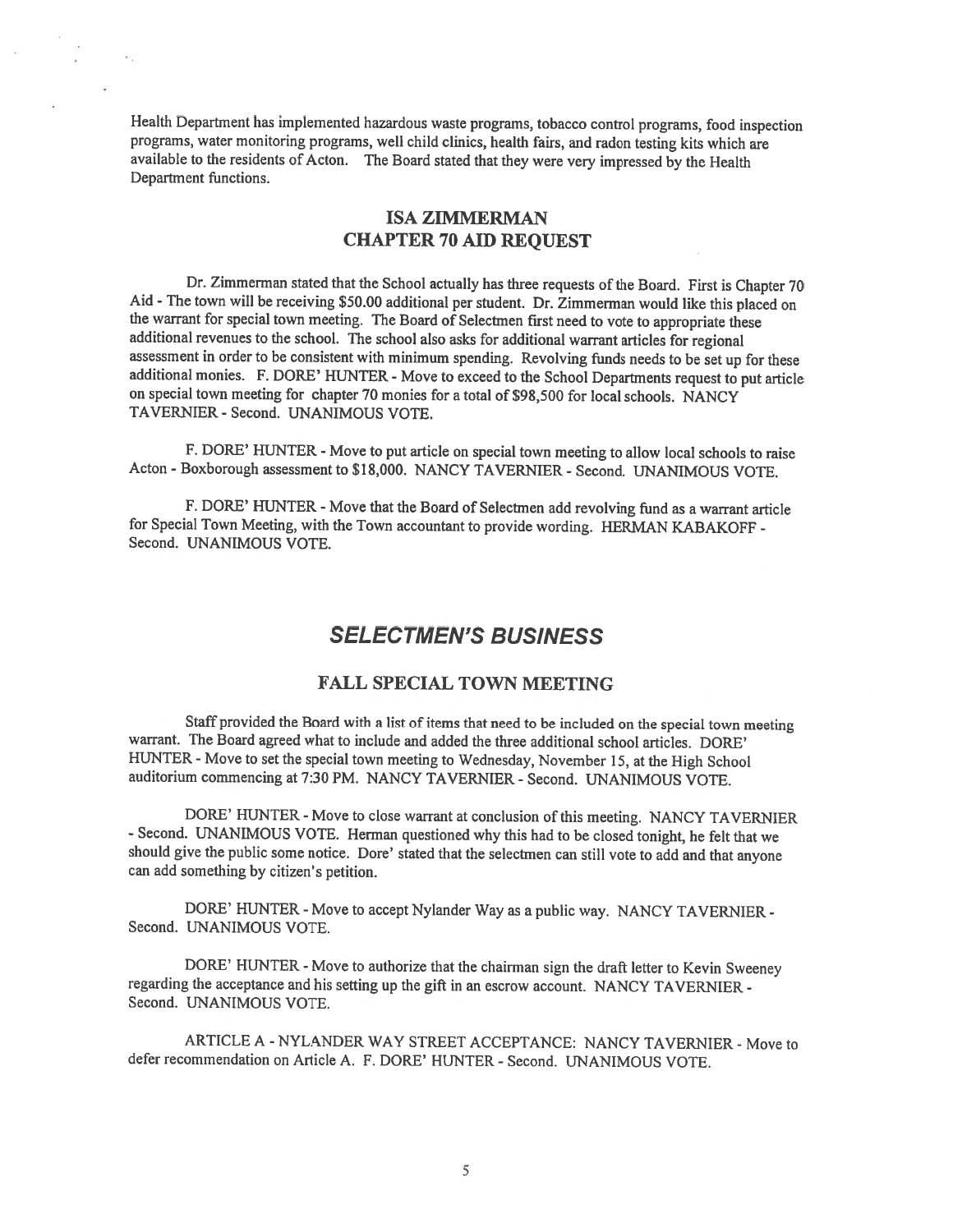Health Department has implemented hazardous waste programs, tobacco control programs, food inspection programs, water monitoring programs, well child clinics, health fairs, and radon testing kits which are available to the residents of Acton. The Board stated that they were very impressed by the Health Department functions.

## ISA ZIMMERMAN
## CHAPTER 70 AID REQUEST

Dr. Zimmerman stated that the School actually has three requests of the Board. First is Chapter 70 Aid - The town will be receiving $50.00 additional per student. Dr. Zimmerman would like this placed on the warrant for special town meeting. The Board of Selectmen first need to vote to appropriate these additional revenues to the school. The school also asks for additional warrant articles for regional assessment in order to be consistent with minimum spending. Revolving funds needs to be set up for these additional monies. F. DORE' HUNTER - Move to exceed to the School Departments request to put article on special town meeting for chapter 70 monies for a total of $98,500 for local schools. NANCY TAVERNIER - Second. UNANIMOUS VOTE.

F. DORE' HUNTER - Move to put article on special town meeting to allow local schools to raise Acton - Boxborough assessment to $18,000. NANCY TAVERNIER - Second. UNANIMOUS VOTE.

F. DORE' HUNTER - Move that the Board of Selectmen add revolving fund as a warrant article for Special Town Meeting, with the Town accountant to provide wording. HERMAN KABAKOFF - Second. UNANIMOUS VOTE.

# *SELECTMEN'S BUSINESS*

## FALL SPECIAL TOWN MEETING

Staff provided the Board with a list of items that need to be included on the special town meeting warrant. The Board agreed what to include and added the three additional school articles. DORE' HUNTER - Move to set the special town meeting to Wednesday, November 15, at the High School auditorium commencing at 7:30 PM. NANCY TAVERNIER - Second. UNANIMOUS VOTE.

DORE' HUNTER - Move to close warrant at conclusion of this meeting. NANCY TAVERNIER - Second. UNANIMOUS VOTE. Herman questioned why this had to be closed tonight, he felt that we should give the public some notice. Dore' stated that the selectmen can still vote to add and that anyone can add something by citizen's petition.

DORE' HUNTER - Move to accept Nylander Way as a public way. NANCY TAVERNIER - Second. UNANIMOUS VOTE.

DORE' HUNTER - Move to authorize that the chairman sign the draft letter to Kevin Sweeney regarding the acceptance and his setting up the gift in an escrow account. NANCY TAVERNIER - Second. UNANIMOUS VOTE.

ARTICLE A - NYLANDER WAY STREET ACCEPTANCE: NANCY TAVERNIER - Move to defer recommendation on Article A. F. DORE' HUNTER - Second. UNANIMOUS VOTE.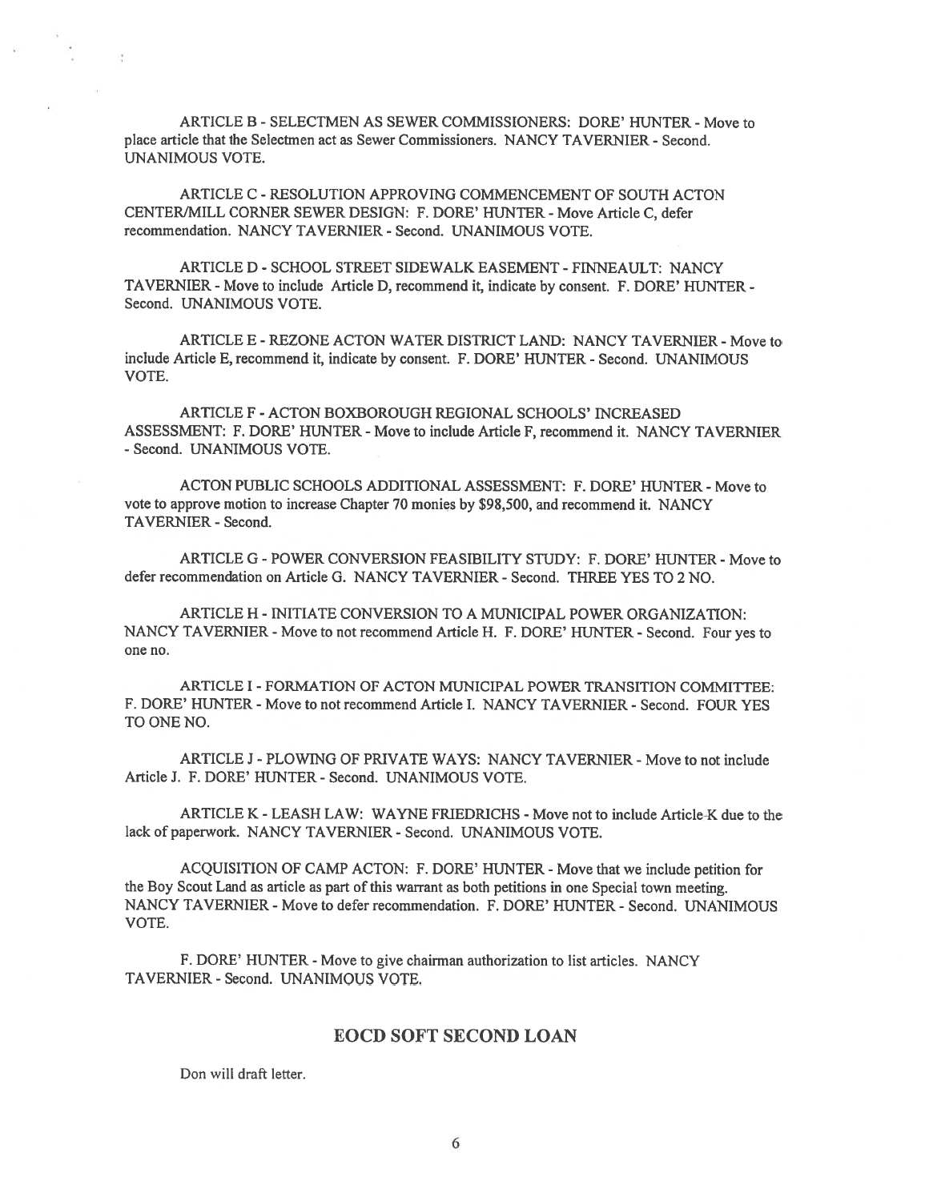ARTICLE B - SELECTMEN AS SEWER COMMISSIONERS: DORE' HUNTER - Move to place article that the Selectmen act as Sewer Commissioners. NANCY TAVERNIER - Second. UNANIMOUS VOTE.

ARTICLE C - RESOLUTION APPROVING COMMENCEMENT OF SOUTH ACTON CENTER/MILL CORNER SEWER DESIGN: F. DORE' HUNTER - Move Article C, defer recommendation. NANCY TAVERNIER - Second. UNANIMOUS VOTE.

ARTICLE D - SCHOOL STREET SIDEWALK EASEMENT - FINNEAULT: NANCY TAVERNIER - Move to include Article D, recommend it, indicate by consent. F. DORE' HUNTER - Second. UNANIMOUS VOTE.

ARTICLE E - REZONE ACTON WATER DISTRICT LAND: NANCY TAVERNIER - Move to include Article E, recommend it, indicate by consent. F. DORE' HUNTER - Second. UNANIMOUS VOTE.

ARTICLE F - ACTON BOXBOROUGH REGIONAL SCHOOLS' INCREASED ASSESSMENT: F. DORE' HUNTER - Move to include Article F, recommend it. NANCY TAVERNIER - Second. UNANIMOUS VOTE.

ACTON PUBLIC SCHOOLS ADDITIONAL ASSESSMENT: F. DORE' HUNTER - Move to vote to approve motion to increase Chapter 70 monies by $98,500, and recommend it. NANCY TAVERNIER - Second.

ARTICLE G - POWER CONVERSION FEASIBILITY STUDY: F. DORE' HUNTER - Move to defer recommendation on Article G. NANCY TAVERNIER - Second. THREE YES TO 2 NO.

ARTICLE H - INITIATE CONVERSION TO A MUNICIPAL POWER ORGANIZATION: NANCY TAVERNIER - Move to not recommend Article H. F. DORE' HUNTER - Second. Four yes to one no.

ARTICLE I - FORMATION OF ACTON MUNICIPAL POWER TRANSITION COMMITTEE: F. DORE' HUNTER - Move to not recommend Article I. NANCY TAVERNIER - Second. FOUR YES TO ONE NO.

ARTICLE J - PLOWING OF PRIVATE WAYS: NANCY TAVERNIER - Move to not include Article J. F. DORE' HUNTER - Second. UNANIMOUS VOTE.

ARTICLE K - LEASH LAW: WAYNE FRIEDRICHS - Move not to include Article K due to the lack of paperwork. NANCY TAVERNIER - Second. UNANIMOUS VOTE.

ACQUISITION OF CAMP ACTON: F. DORE' HUNTER - Move that we include petition for the Boy Scout Land as article as part of this warrant as both petitions in one Special town meeting. NANCY TAVERNIER - Move to defer recommendation. F. DORE' HUNTER - Second. UNANIMOUS VOTE.

F. DORE' HUNTER - Move to give chairman authorization to list articles. NANCY TAVERNIER - Second. UNANIMOUS VOTE.

## EOCD SOFT SECOND LOAN

Don will draft letter.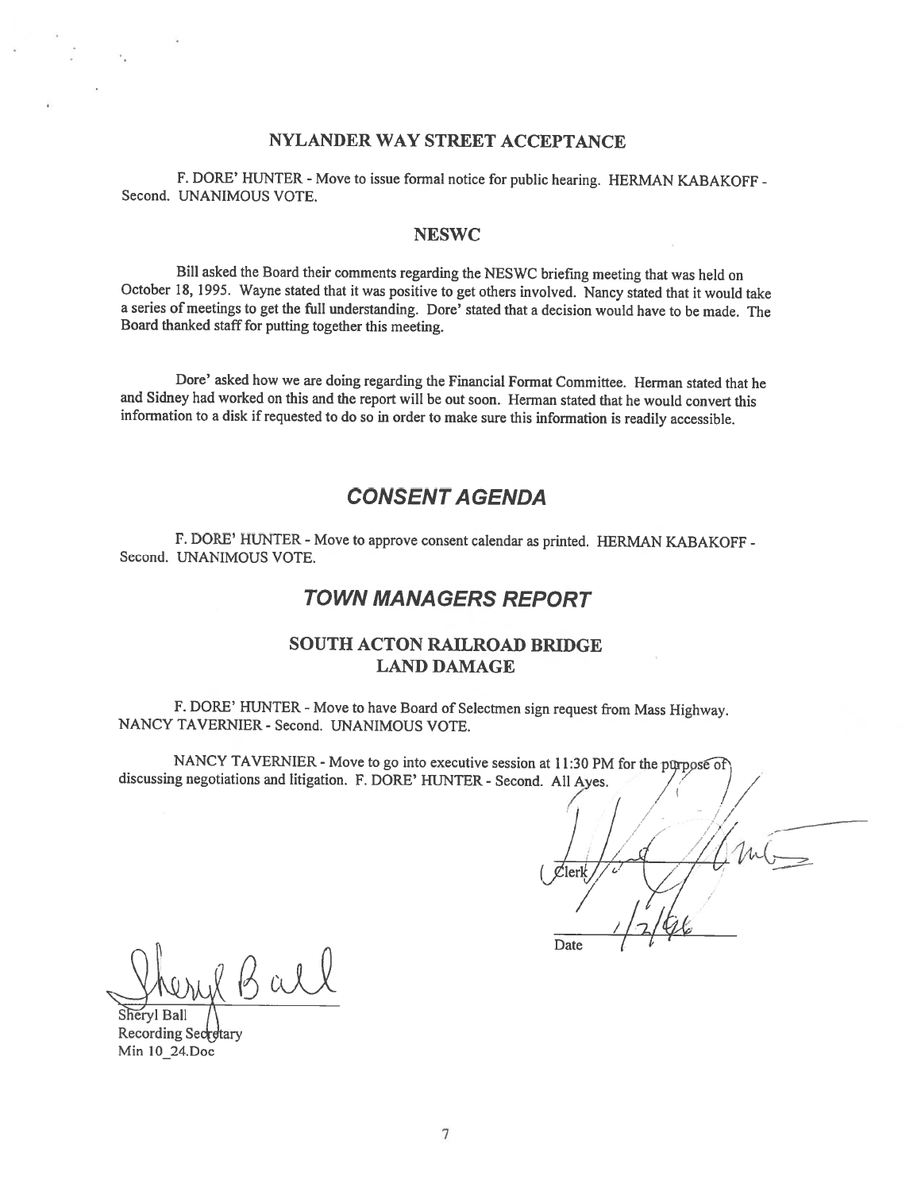## NYLANDER WAY STREET ACCEPTANCE

F. DORE' HUNTER - Move to issue formal notice for public hearing. HERMAN KABAKOFF - Second. UNANIMOUS VOTE.

## NESWC

Bill asked the Board their comments regarding the NESWC briefing meeting that was held on October 18, 1995. Wayne stated that it was positive to get others involved. Nancy stated that it would take a series of meetings to get the full understanding. Dore' stated that a decision would have to be made. The Board thanked staff for putting together this meeting.

Dore' asked how we are doing regarding the Financial Format Committee. Herman stated that he and Sidney had worked on this and the report will be out soon. Herman stated that he would convert this information to a disk if requested to do so in order to make sure this information is readily accessible.

# *CONSENT AGENDA*

F. DORE' HUNTER - Move to approve consent calendar as printed. HERMAN KABAKOFF - Second. UNANIMOUS VOTE.

# *TOWN MANAGERS REPORT*

## SOUTH ACTON RAILROAD BRIDGE LAND DAMAGE

F. DORE' HUNTER - Move to have Board of Selectmen sign request from Mass Highway. NANCY TAVERNIER - Second. UNANIMOUS VOTE.

NANCY TAVERNIER - Move to go into executive session at 11:30 PM for the purpose of discussing negotiations and litigation. F. DORE' HUNTER - Second. All Ayes.

Clerk

Date 1/2/96

Sheryl Ball
Recording Secretary
Min 10_24.Doc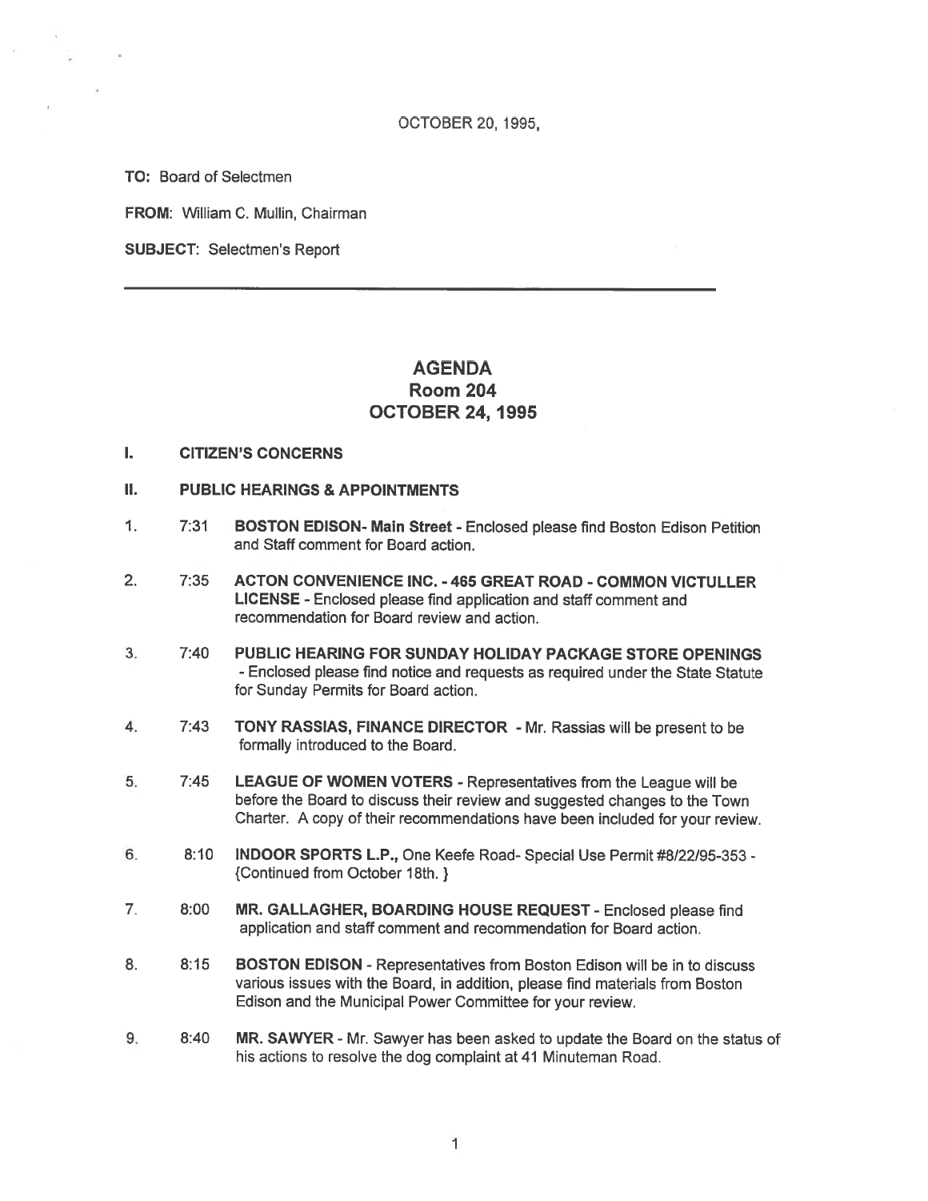OCTOBER 20, 1995,

**TO:** Board of Selectmen

**FROM:** William C. Mullin, Chairman

**SUBJECT:** Selectmen's Report

---

# AGENDA
## Room 204
## OCTOBER 24, 1995

**I. CITIZEN'S CONCERNS**

**II. PUBLIC HEARINGS & APPOINTMENTS**

1. 7:31 **BOSTON EDISON- Main Street** - Enclosed please find Boston Edison Petition and Staff comment for Board action.

2. 7:35 **ACTON CONVENIENCE INC. - 465 GREAT ROAD - COMMON VICTULLER LICENSE** - Enclosed please find application and staff comment and recommendation for Board review and action.

3. 7:40 **PUBLIC HEARING FOR SUNDAY HOLIDAY PACKAGE STORE OPENINGS** - Enclosed please find notice and requests as required under the State Statute for Sunday Permits for Board action.

4. 7:43 **TONY RASSIAS, FINANCE DIRECTOR** - Mr. Rassias will be present to be formally introduced to the Board.

5. 7:45 **LEAGUE OF WOMEN VOTERS** - Representatives from the League will be before the Board to discuss their review and suggested changes to the Town Charter. A copy of their recommendations have been included for your review.

6. 8:10 **INDOOR SPORTS L.P.,** One Keefe Road- Special Use Permit #8/22/95-353 - {Continued from October 18th. }

7. 8:00 **MR. GALLAGHER, BOARDING HOUSE REQUEST** - Enclosed please find application and staff comment and recommendation for Board action.

8. 8:15 **BOSTON EDISON** - Representatives from Boston Edison will be in to discuss various issues with the Board, in addition, please find materials from Boston Edison and the Municipal Power Committee for your review.

9. 8:40 **MR. SAWYER** - Mr. Sawyer has been asked to update the Board on the status of his actions to resolve the dog complaint at 41 Minuteman Road.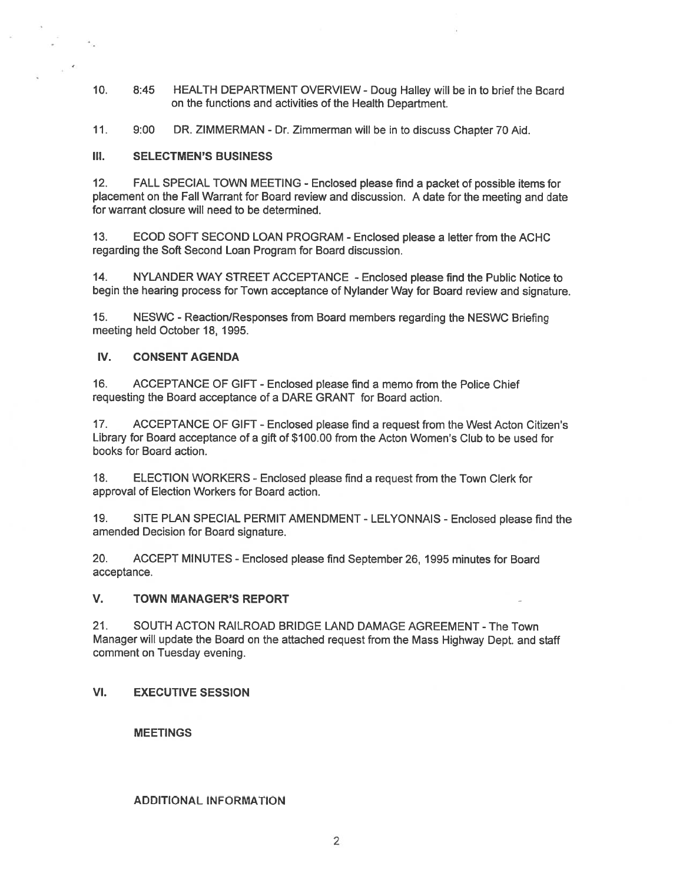10. 8:45 HEALTH DEPARTMENT OVERVIEW - Doug Halley will be in to brief the Board on the functions and activities of the Health Department.

11. 9:00 DR. ZIMMERMAN - Dr. Zimmerman will be in to discuss Chapter 70 Aid.

## III. SELECTMEN'S BUSINESS

12. FALL SPECIAL TOWN MEETING - Enclosed please find a packet of possible items for placement on the Fall Warrant for Board review and discussion. A date for the meeting and date for warrant closure will need to be determined.

13. ECOD SOFT SECOND LOAN PROGRAM - Enclosed please a letter from the ACHC regarding the Soft Second Loan Program for Board discussion.

14. NYLANDER WAY STREET ACCEPTANCE - Enclosed please find the Public Notice to begin the hearing process for Town acceptance of Nylander Way for Board review and signature.

15. NESWC - Reaction/Responses from Board members regarding the NESWC Briefing meeting held October 18, 1995.

## IV. CONSENT AGENDA

16. ACCEPTANCE OF GIFT - Enclosed please find a memo from the Police Chief requesting the Board acceptance of a DARE GRANT for Board action.

17. ACCEPTANCE OF GIFT - Enclosed please find a request from the West Acton Citizen's Library for Board acceptance of a gift of $100.00 from the Acton Women's Club to be used for books for Board action.

18. ELECTION WORKERS - Enclosed please find a request from the Town Clerk for approval of Election Workers for Board action.

19. SITE PLAN SPECIAL PERMIT AMENDMENT - LELYONNAIS - Enclosed please find the amended Decision for Board signature.

20. ACCEPT MINUTES - Enclosed please find September 26, 1995 minutes for Board acceptance.

## V. TOWN MANAGER'S REPORT

21. SOUTH ACTON RAILROAD BRIDGE LAND DAMAGE AGREEMENT - The Town Manager will update the Board on the attached request from the Mass Highway Dept. and staff comment on Tuesday evening.

## VI. EXECUTIVE SESSION

**MEETINGS**

**ADDITIONAL INFORMATION**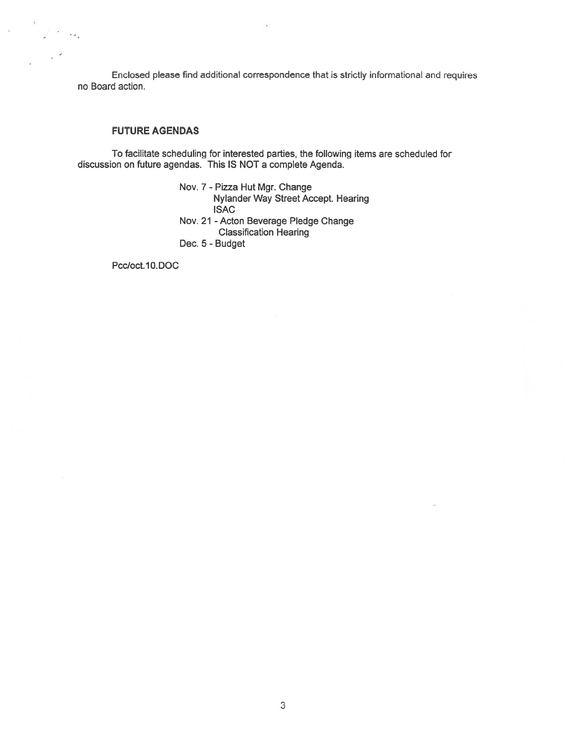Enclosed please find additional correspondence that is strictly informational and requires no Board action.

### FUTURE AGENDAS

To facilitate scheduling for interested parties, the following items are scheduled for discussion on future agendas. This IS NOT a complete Agenda.

Nov. 7 - Pizza Hut Mgr. Change
Nylander Way Street Accept. Hearing
ISAC
Nov. 21 - Acton Beverage Pledge Change
Classification Hearing
Dec. 5 - Budget

Pcc/oct.10.DOC